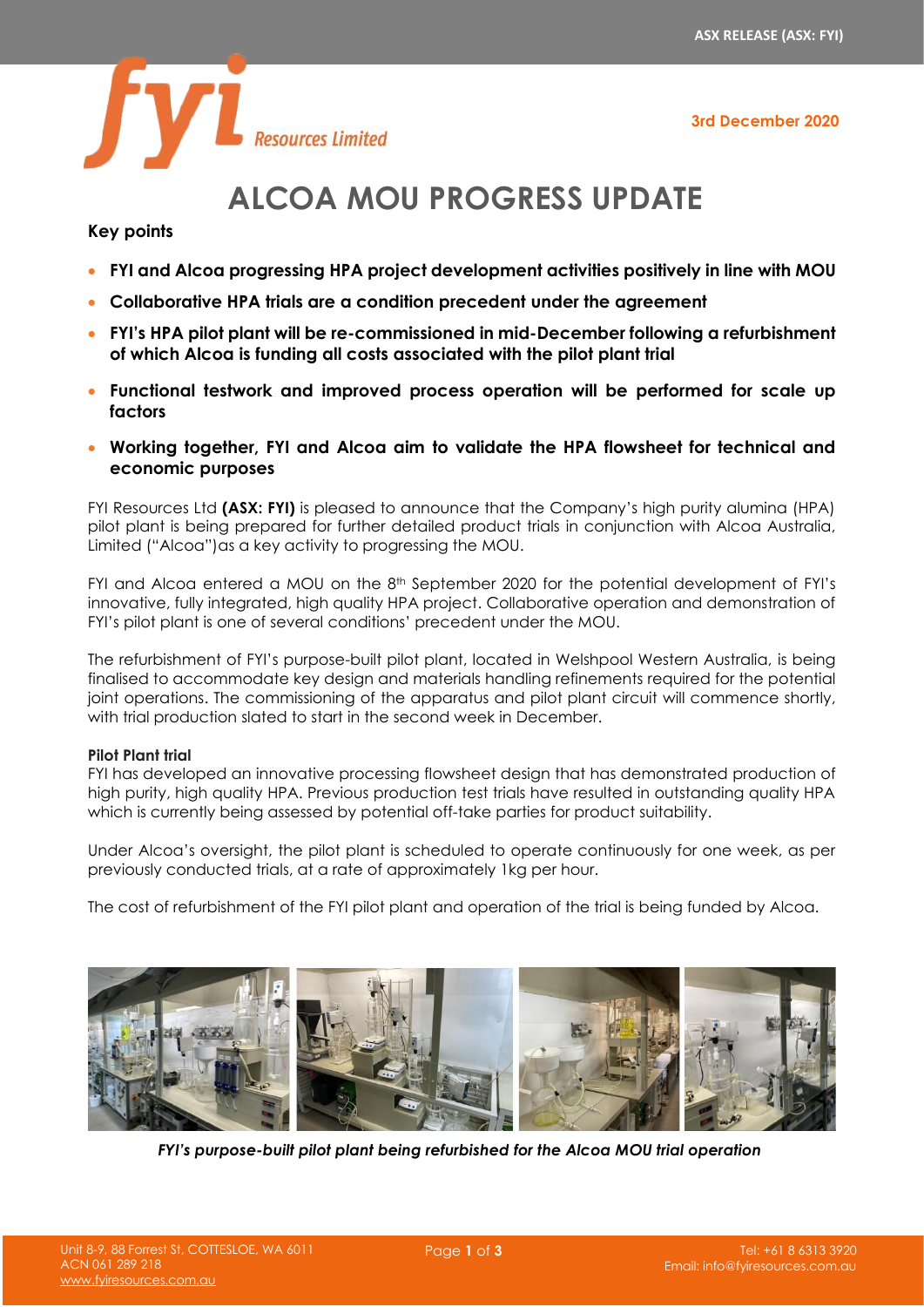# ALCOA MOU PROGRESS UPDATE

3rd December 2020

**Key points**

- **FYI and Alcoa progressing HPA project development activities positively in line with MOU**
- **Collaborative HPA trials are a condition precedent under the agreement**
- **FYI's HPA pilot plant will be re-commissioned in mid-December following a refurbishment of which Alcoa is funding all costs associated with the pilot plant trial**
- **Functional testwork and improved process operation will be performed for scale up factors**
- **Working together, FYI and Alcoa aim to validate the HPA flowsheet for technical and economic purposes**

FYI Resources Ltd **(ASX: FYI)** is pleased to announce that the Company's high purity alumina (HPA) pilot plant is being prepared for further detailed product trials in conjunction with Alcoa Australia, Limited ("Alcoa")as a key activity to progressing the MOU.

FYI and Alcoa entered a MOU on the 8th September 2020 for the potential development of FYI's innovative, fully integrated, high quality HPA project. Collaborative operation and demonstration of FYI's pilot plant is one of several conditions' precedent under the MOU.

The refurbishment of FYI's purpose-built pilot plant, located in Welshpool Western Australia, is being finalised to accommodate key design and materials handling refinements required for the potential joint operations. The commissioning of the apparatus and pilot plant circuit will commence shortly, with trial production slated to start in the second week in December.

**Pilot Plant trial**

FYI has developed an innovative processing flowsheet design that has demonstrated production of high purity, high quality HPA. Previous production test trials have resulted in outstanding quality HPA which is currently being assessed by potential off-take parties for product suitability.

Under Alcoa's oversight, the pilot plant is scheduled to operate continuously for one week, as per previously conducted trials, at a rate of approximately 1kg per hour.

The cost of refurbishment of the FYI pilot plant and operation of the trial is being funded by Alcoa.

*FYI's purpose-built pilot plant being refurbished for the Alcoa MOU trial operation*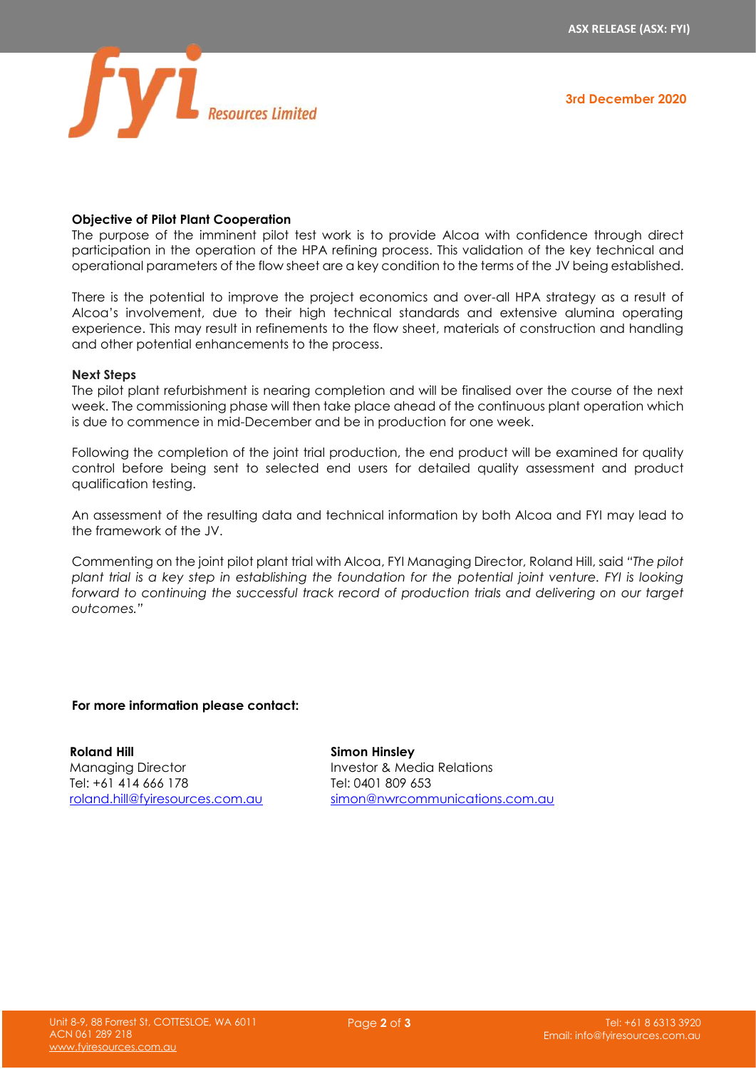### Objective of Pilot Plant Cooperation

The purpose of the imminent pilot test work is to provide Alcoa with confidence through direct participation in the operation of the HPA refining process. This validation of the key technical and operational parameters of the flow sheet are a key condition to the terms of the JV being established.

There is the potential to improve the project economics and over-all HPA strategy as a result of Alcoa's involvement, due to their high technical standards and extensive alumina operating experience. This may result in refinements to the flow sheet, materials of construction and handling and other potential enhancements to the process.

### Next Steps

The pilot plant refurbishment is nearing completion and will be finalised over the course of the next week. The commissioning phase will then take place ahead of the continuous plant operation which is due to commence in mid-December and be in production for one week.

Following the completion of the joint trial production, the end product will be examined for quality control before being sent to selected end users for detailed quality assessment and product qualification testing.

An assessment of the resulting data and technical information by both Alcoa and FYI may lead to the framework of the JV.

Commenting on the joint pilot plant trial with Alcoa, FYI Managing Director, Roland Hill, said *"The pilot plant trial is a key step in establishing the foundation for the potential joint venture. FYI is looking forward to continuing the successful track record of production trials and delivering on our target outcomes."*

**For more information please contact:**

**Roland Hill**
Managing Director
Tel: +61 414 666 178
roland.hill@fyiresources.com.au

**Simon Hinsley**
Investor & Media Relations
Tel: 0401 809 653
simon@nwrcommunications.com.au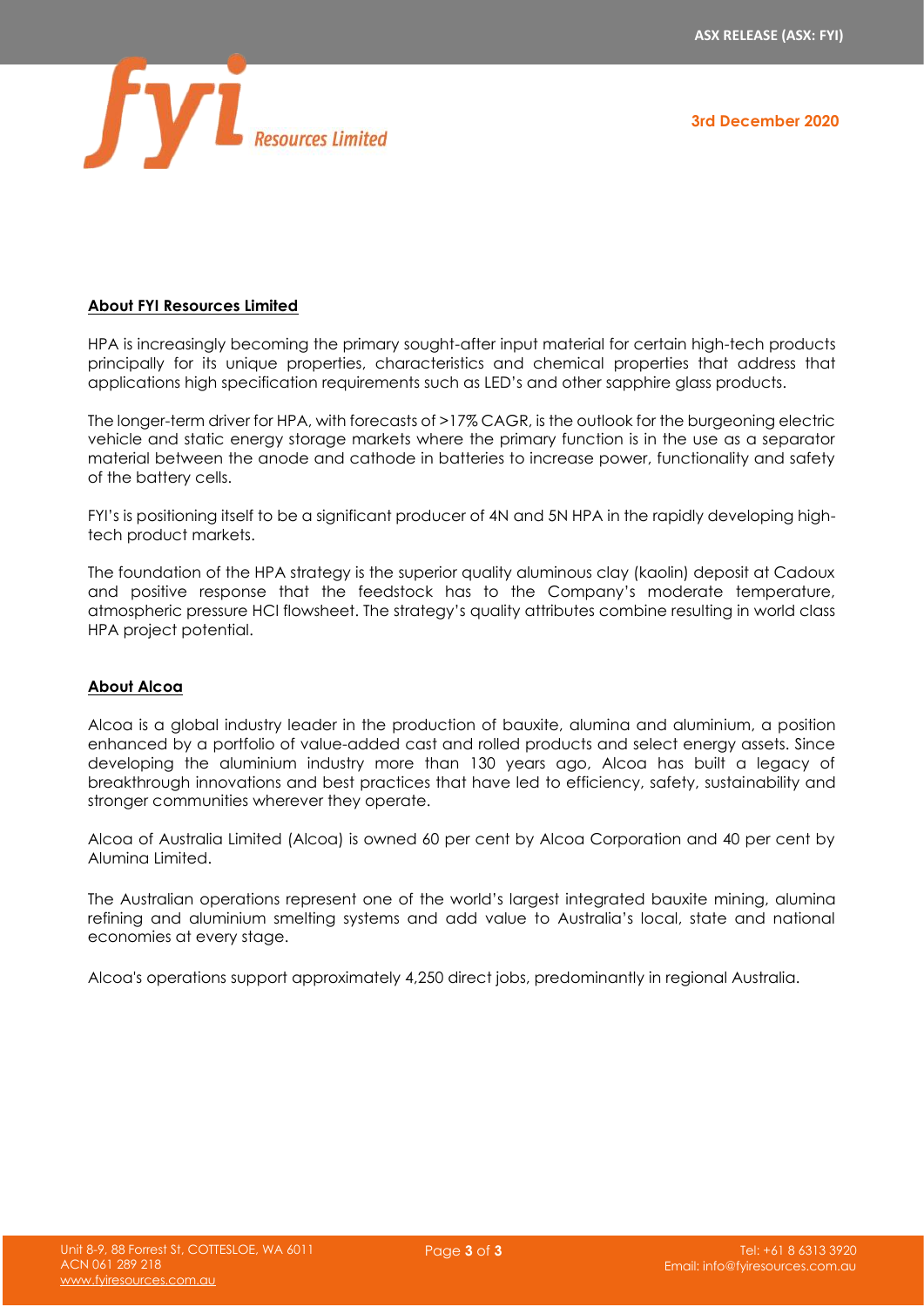## About FYI Resources Limited

HPA is increasingly becoming the primary sought-after input material for certain high-tech products principally for its unique properties, characteristics and chemical properties that address that applications high specification requirements such as LED's and other sapphire glass products.

The longer-term driver for HPA, with forecasts of >17% CAGR, is the outlook for the burgeoning electric vehicle and static energy storage markets where the primary function is in the use as a separator material between the anode and cathode in batteries to increase power, functionality and safety of the battery cells.

FYI's is positioning itself to be a significant producer of 4N and 5N HPA in the rapidly developing high-tech product markets.

The foundation of the HPA strategy is the superior quality aluminous clay (kaolin) deposit at Cadoux and positive response that the feedstock has to the Company's moderate temperature, atmospheric pressure HCl flowsheet. The strategy's quality attributes combine resulting in world class HPA project potential.

## About Alcoa

Alcoa is a global industry leader in the production of bauxite, alumina and aluminium, a position enhanced by a portfolio of value-added cast and rolled products and select energy assets. Since developing the aluminium industry more than 130 years ago, Alcoa has built a legacy of breakthrough innovations and best practices that have led to efficiency, safety, sustainability and stronger communities wherever they operate.

Alcoa of Australia Limited (Alcoa) is owned 60 per cent by Alcoa Corporation and 40 per cent by Alumina Limited.

The Australian operations represent one of the world's largest integrated bauxite mining, alumina refining and aluminium smelting systems and add value to Australia's local, state and national economies at every stage.

Alcoa's operations support approximately 4,250 direct jobs, predominantly in regional Australia.